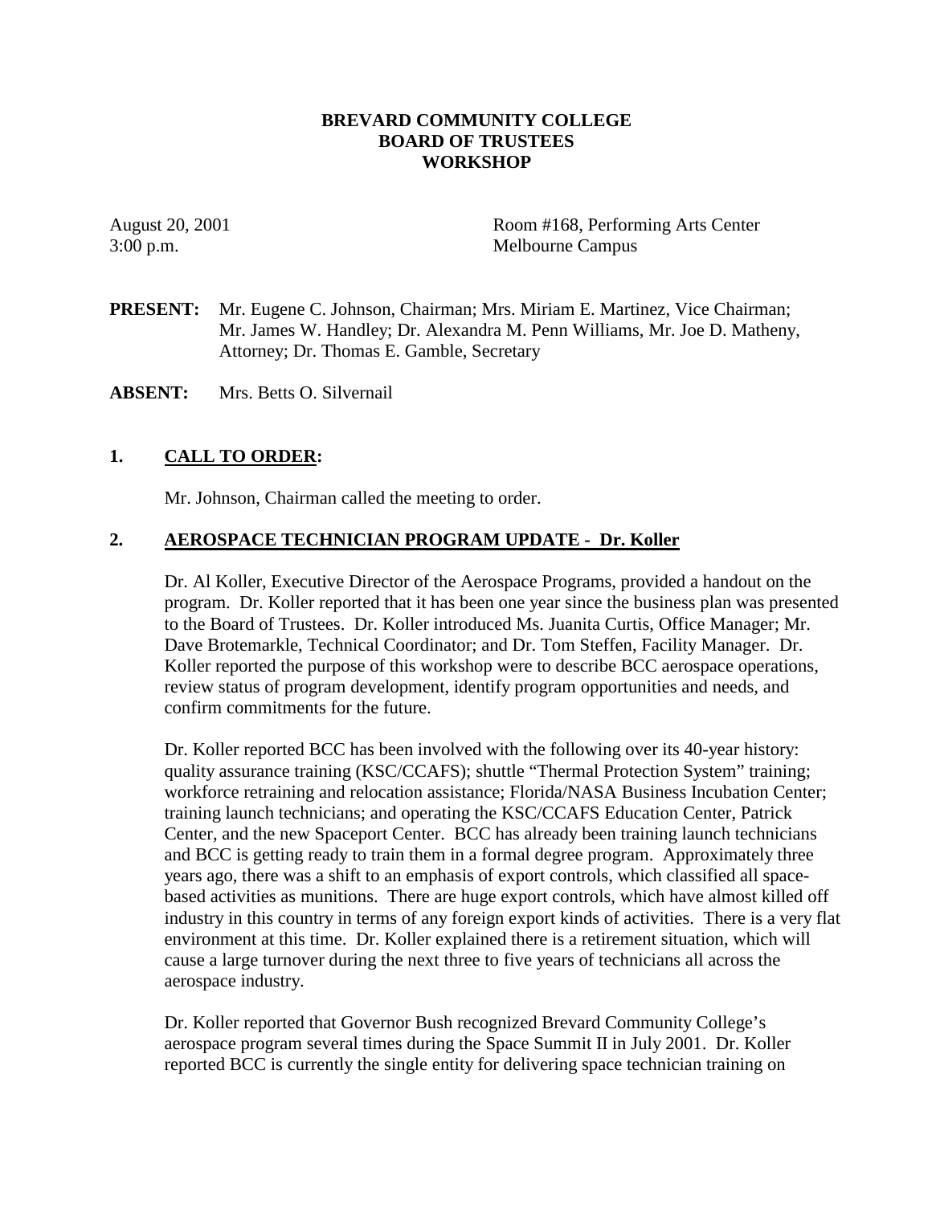**BREVARD COMMUNITY COLLEGE**
**BOARD OF TRUSTEES**
**WORKSHOP**

August 20, 2001
3:00 p.m.

Room #168, Performing Arts Center
Melbourne Campus

**PRESENT:** Mr. Eugene C. Johnson, Chairman; Mrs. Miriam E. Martinez, Vice Chairman; Mr. James W. Handley; Dr. Alexandra M. Penn Williams, Mr. Joe D. Matheny, Attorney; Dr. Thomas E. Gamble, Secretary

**ABSENT:** Mrs. Betts O. Silvernail

## 1. CALL TO ORDER:

Mr. Johnson, Chairman called the meeting to order.

## 2. AEROSPACE TECHNICIAN PROGRAM UPDATE - Dr. Koller

Dr. Al Koller, Executive Director of the Aerospace Programs, provided a handout on the program. Dr. Koller reported that it has been one year since the business plan was presented to the Board of Trustees. Dr. Koller introduced Ms. Juanita Curtis, Office Manager; Mr. Dave Brotemarkle, Technical Coordinator; and Dr. Tom Steffen, Facility Manager. Dr. Koller reported the purpose of this workshop were to describe BCC aerospace operations, review status of program development, identify program opportunities and needs, and confirm commitments for the future.

Dr. Koller reported BCC has been involved with the following over its 40-year history: quality assurance training (KSC/CCAFS); shuttle "Thermal Protection System" training; workforce retraining and relocation assistance; Florida/NASA Business Incubation Center; training launch technicians; and operating the KSC/CCAFS Education Center, Patrick Center, and the new Spaceport Center. BCC has already been training launch technicians and BCC is getting ready to train them in a formal degree program. Approximately three years ago, there was a shift to an emphasis of export controls, which classified all space-based activities as munitions. There are huge export controls, which have almost killed off industry in this country in terms of any foreign export kinds of activities. There is a very flat environment at this time. Dr. Koller explained there is a retirement situation, which will cause a large turnover during the next three to five years of technicians all across the aerospace industry.

Dr. Koller reported that Governor Bush recognized Brevard Community College's aerospace program several times during the Space Summit II in July 2001. Dr. Koller reported BCC is currently the single entity for delivering space technician training on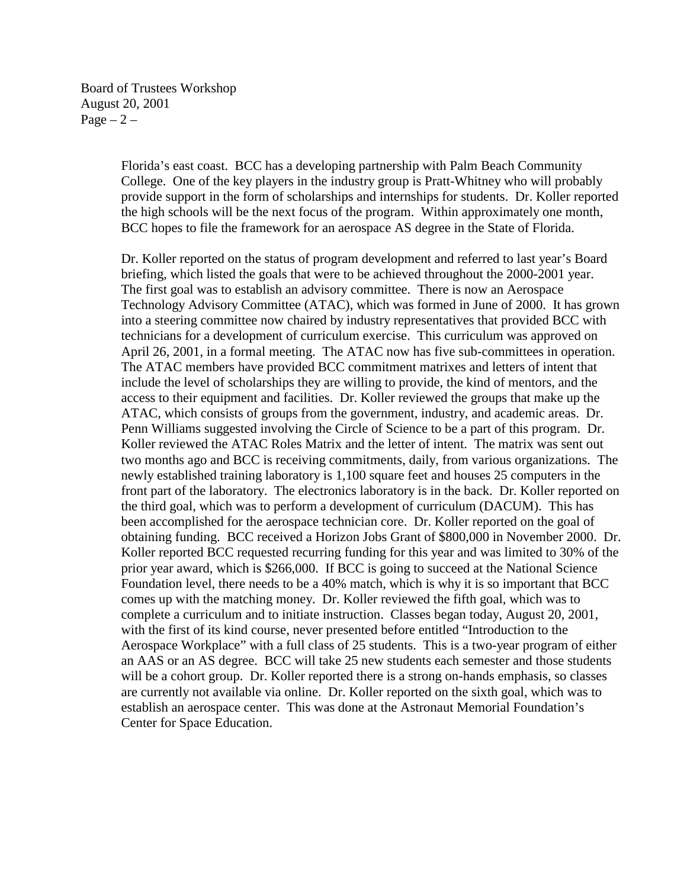Florida's east coast. BCC has a developing partnership with Palm Beach Community College. One of the key players in the industry group is Pratt-Whitney who will probably provide support in the form of scholarships and internships for students. Dr. Koller reported the high schools will be the next focus of the program. Within approximately one month, BCC hopes to file the framework for an aerospace AS degree in the State of Florida.

Dr. Koller reported on the status of program development and referred to last year's Board briefing, which listed the goals that were to be achieved throughout the 2000-2001 year. The first goal was to establish an advisory committee. There is now an Aerospace Technology Advisory Committee (ATAC), which was formed in June of 2000. It has grown into a steering committee now chaired by industry representatives that provided BCC with technicians for a development of curriculum exercise. This curriculum was approved on April 26, 2001, in a formal meeting. The ATAC now has five sub-committees in operation. The ATAC members have provided BCC commitment matrixes and letters of intent that include the level of scholarships they are willing to provide, the kind of mentors, and the access to their equipment and facilities. Dr. Koller reviewed the groups that make up the ATAC, which consists of groups from the government, industry, and academic areas. Dr. Penn Williams suggested involving the Circle of Science to be a part of this program. Dr. Koller reviewed the ATAC Roles Matrix and the letter of intent. The matrix was sent out two months ago and BCC is receiving commitments, daily, from various organizations. The newly established training laboratory is 1,100 square feet and houses 25 computers in the front part of the laboratory. The electronics laboratory is in the back. Dr. Koller reported on the third goal, which was to perform a development of curriculum (DACUM). This has been accomplished for the aerospace technician core. Dr. Koller reported on the goal of obtaining funding. BCC received a Horizon Jobs Grant of $800,000 in November 2000. Dr. Koller reported BCC requested recurring funding for this year and was limited to 30% of the prior year award, which is $266,000. If BCC is going to succeed at the National Science Foundation level, there needs to be a 40% match, which is why it is so important that BCC comes up with the matching money. Dr. Koller reviewed the fifth goal, which was to complete a curriculum and to initiate instruction. Classes began today, August 20, 2001, with the first of its kind course, never presented before entitled "Introduction to the Aerospace Workplace" with a full class of 25 students. This is a two-year program of either an AAS or an AS degree. BCC will take 25 new students each semester and those students will be a cohort group. Dr. Koller reported there is a strong on-hands emphasis, so classes are currently not available via online. Dr. Koller reported on the sixth goal, which was to establish an aerospace center. This was done at the Astronaut Memorial Foundation's Center for Space Education.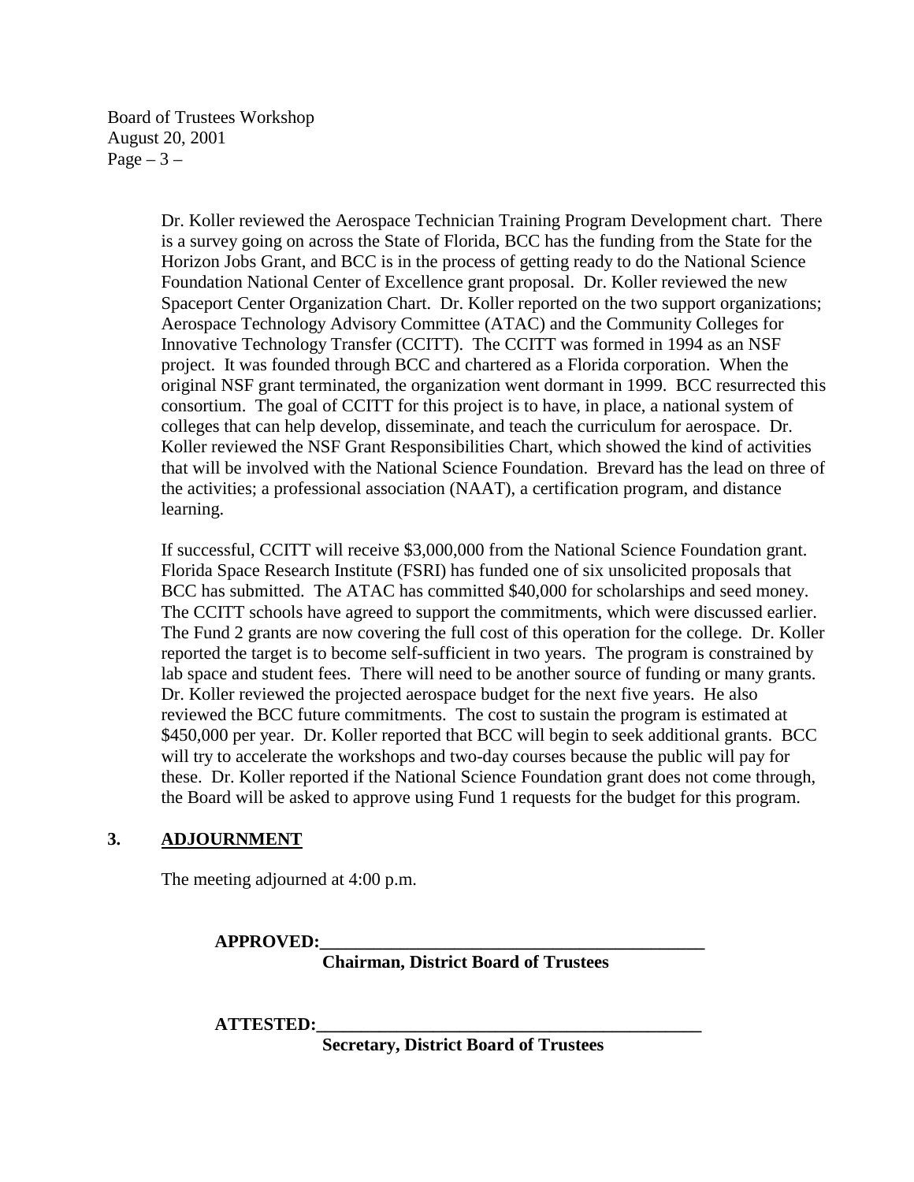Dr. Koller reviewed the Aerospace Technician Training Program Development chart. There is a survey going on across the State of Florida, BCC has the funding from the State for the Horizon Jobs Grant, and BCC is in the process of getting ready to do the National Science Foundation National Center of Excellence grant proposal. Dr. Koller reviewed the new Spaceport Center Organization Chart. Dr. Koller reported on the two support organizations; Aerospace Technology Advisory Committee (ATAC) and the Community Colleges for Innovative Technology Transfer (CCITT). The CCITT was formed in 1994 as an NSF project. It was founded through BCC and chartered as a Florida corporation. When the original NSF grant terminated, the organization went dormant in 1999. BCC resurrected this consortium. The goal of CCITT for this project is to have, in place, a national system of colleges that can help develop, disseminate, and teach the curriculum for aerospace. Dr. Koller reviewed the NSF Grant Responsibilities Chart, which showed the kind of activities that will be involved with the National Science Foundation. Brevard has the lead on three of the activities; a professional association (NAAT), a certification program, and distance learning.

If successful, CCITT will receive $3,000,000 from the National Science Foundation grant. Florida Space Research Institute (FSRI) has funded one of six unsolicited proposals that BCC has submitted. The ATAC has committed $40,000 for scholarships and seed money. The CCITT schools have agreed to support the commitments, which were discussed earlier. The Fund 2 grants are now covering the full cost of this operation for the college. Dr. Koller reported the target is to become self-sufficient in two years. The program is constrained by lab space and student fees. There will need to be another source of funding or many grants. Dr. Koller reviewed the projected aerospace budget for the next five years. He also reviewed the BCC future commitments. The cost to sustain the program is estimated at $450,000 per year. Dr. Koller reported that BCC will begin to seek additional grants. BCC will try to accelerate the workshops and two-day courses because the public will pay for these. Dr. Koller reported if the National Science Foundation grant does not come through, the Board will be asked to approve using Fund 1 requests for the budget for this program.

## 3. ADJOURNMENT

The meeting adjourned at 4:00 p.m.

**APPROVED:**\_\_\_\_\_\_\_\_\_\_\_\_\_\_\_\_\_\_\_\_\_\_\_\_\_\_\_\_\_\_\_\_\_\_\_\_\_\_\_\_\_\_\_
**Chairman, District Board of Trustees**

**ATTESTED:**\_\_\_\_\_\_\_\_\_\_\_\_\_\_\_\_\_\_\_\_\_\_\_\_\_\_\_\_\_\_\_\_\_\_\_\_\_\_\_\_\_\_\_
**Secretary, District Board of Trustees**